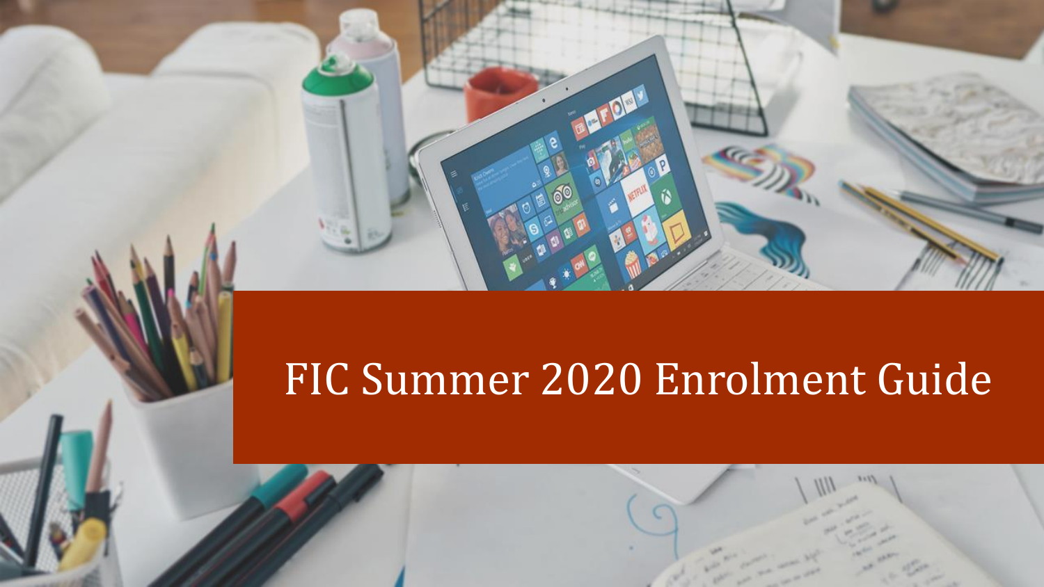# FIC Summer 2020 Enrolment Guide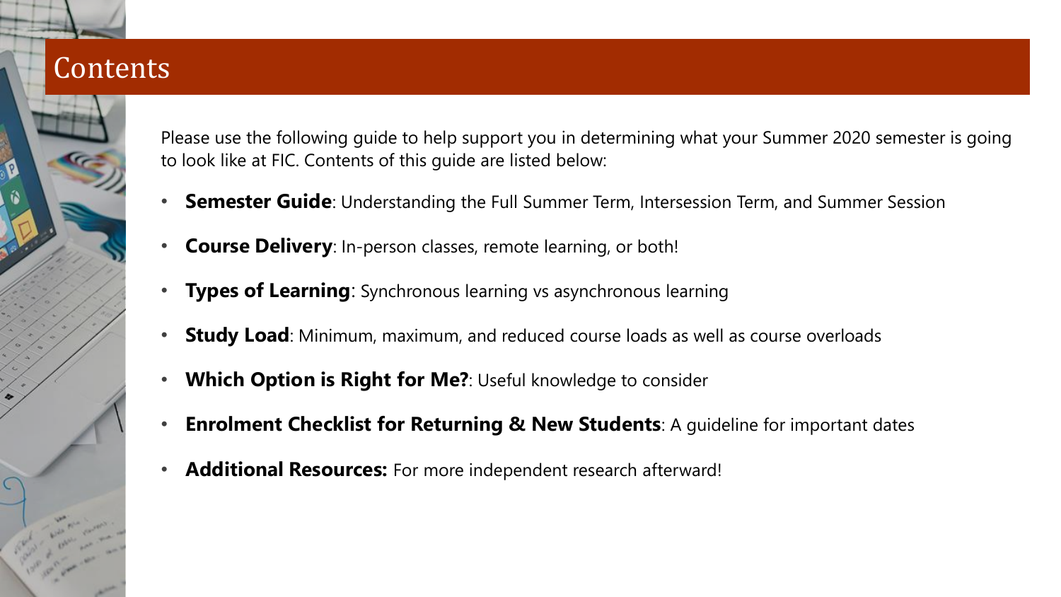# Contents

Please use the following guide to help support you in determining what your Summer 2020 semester is going to look like at FIC. Contents of this guide are listed below:

- **Semester Guide**: Understanding the Full Summer Term, Intersession Term, and Summer Session
- **Course Delivery**: In-person classes, remote learning, or both!
- **Types of Learning**: Synchronous learning vs asynchronous learning
- **Study Load**: Minimum, maximum, and reduced course loads as well as course overloads
- **Which Option is Right for Me?**: Useful knowledge to consider
- **Enrolment Checklist for Returning & New Students**: A guideline for important dates
- **Additional Resources:** For more independent research afterward!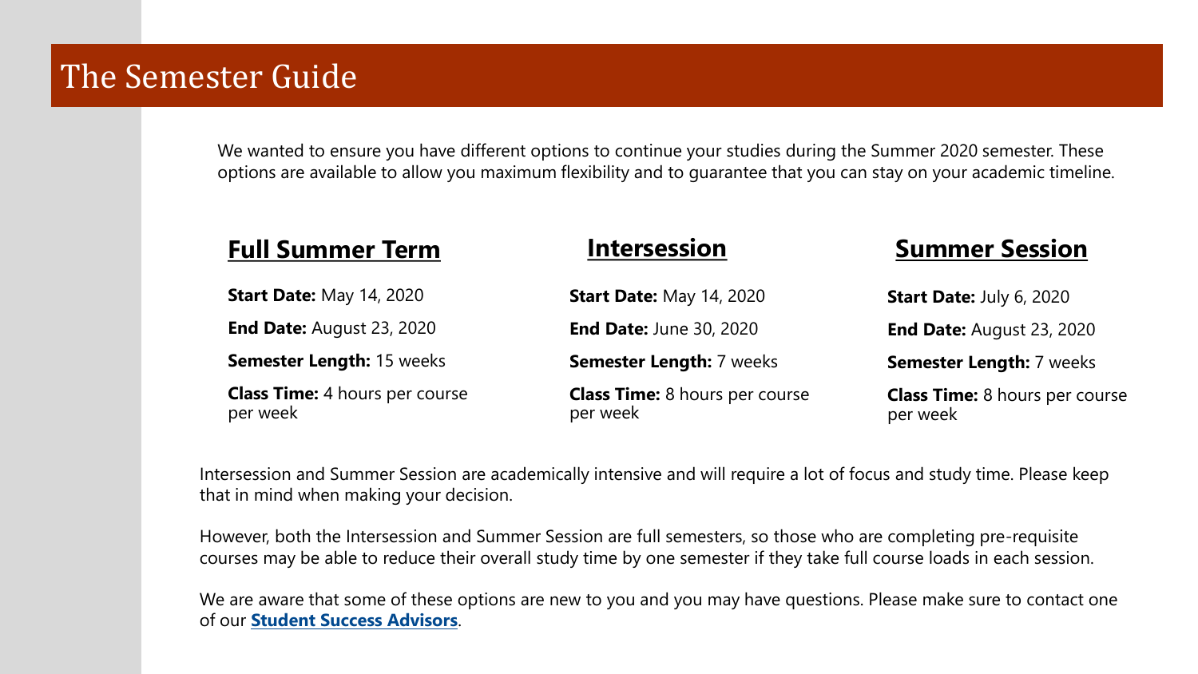# The Semester Guide

We wanted to ensure you have different options to continue your studies during the Summer 2020 semester. These options are available to allow you maximum flexibility and to guarantee that you can stay on your academic timeline.

## Full Summer Term

**Start Date:** May 14, 2020

**End Date:** August 23, 2020

**Semester Length:** 15 weeks

**Class Time:** 4 hours per course per week

## Intersession

**Start Date:** May 14, 2020

**End Date:** June 30, 2020

**Semester Length:** 7 weeks

**Class Time:** 8 hours per course per week

## Summer Session

**Start Date:** July 6, 2020

**End Date:** August 23, 2020

**Semester Length:** 7 weeks

**Class Time:** 8 hours per course per week

Intersession and Summer Session are academically intensive and will require a lot of focus and study time. Please keep that in mind when making your decision.

However, both the Intersession and Summer Session are full semesters, so those who are completing pre-requisite courses may be able to reduce their overall study time by one semester if they take full course loads in each session.

We are aware that some of these options are new to you and you may have questions. Please make sure to contact one of our **Student Success Advisors**.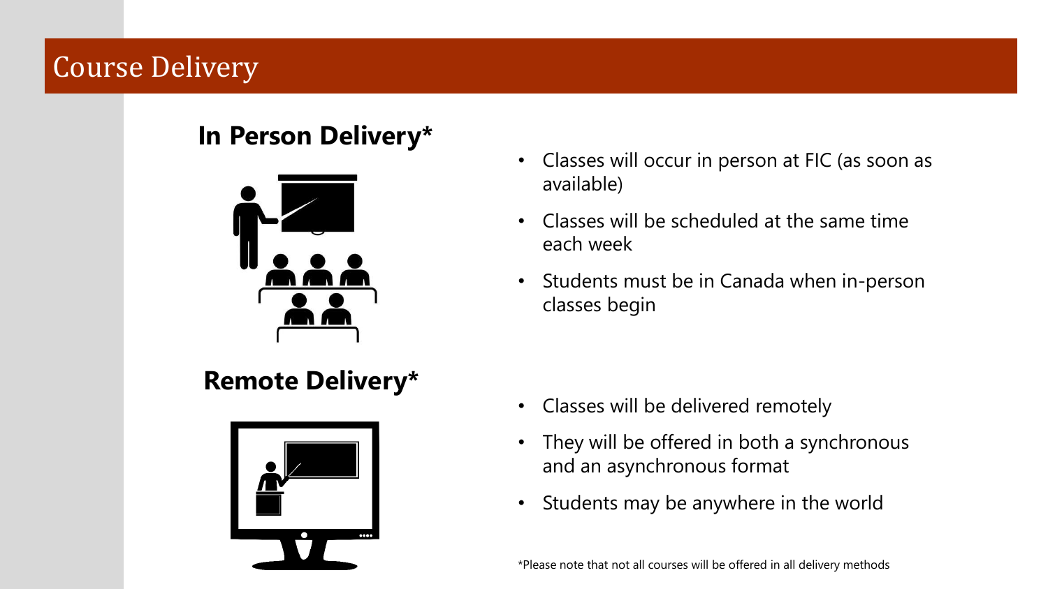# Course Delivery

## In Person Delivery*

- Classes will occur in person at FIC (as soon as available)
- Classes will be scheduled at the same time each week
- Students must be in Canada when in-person classes begin

## Remote Delivery*

- Classes will be delivered remotely
- They will be offered in both a synchronous and an asynchronous format
- Students may be anywhere in the world

*Please note that not all courses will be offered in all delivery methods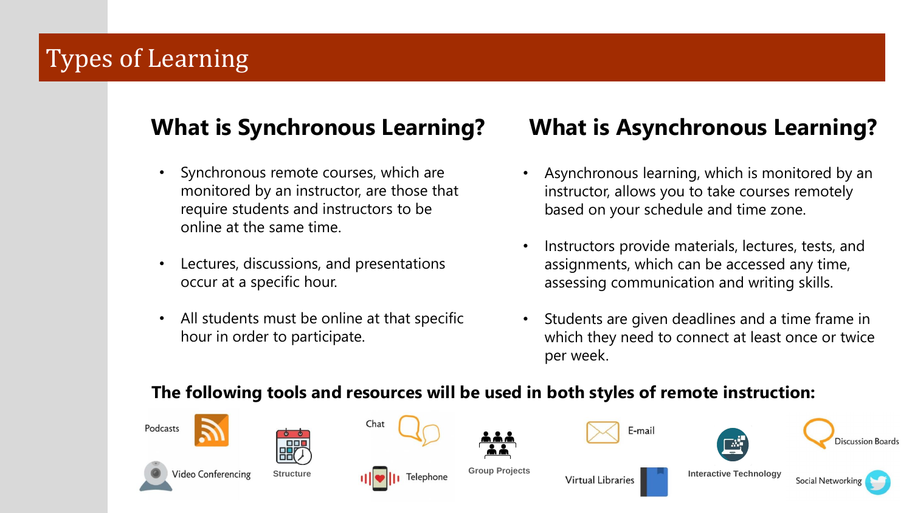# Types of Learning

## What is Synchronous Learning?

- Synchronous remote courses, which are monitored by an instructor, are those that require students and instructors to be online at the same time.
- Lectures, discussions, and presentations occur at a specific hour.
- All students must be online at that specific hour in order to participate.

## What is Asynchronous Learning?

- Asynchronous learning, which is monitored by an instructor, allows you to take courses remotely based on your schedule and time zone.
- Instructors provide materials, lectures, tests, and assignments, which can be accessed any time, assessing communication and writing skills.
- Students are given deadlines and a time frame in which they need to connect at least once or twice per week.

**The following tools and resources will be used in both styles of remote instruction:**

Podcasts

Video Conferencing

Structure

Chat

Telephone

Group Projects

E-mail

Virtual Libraries

Interactive Technology

Discussion Boards

Social Networking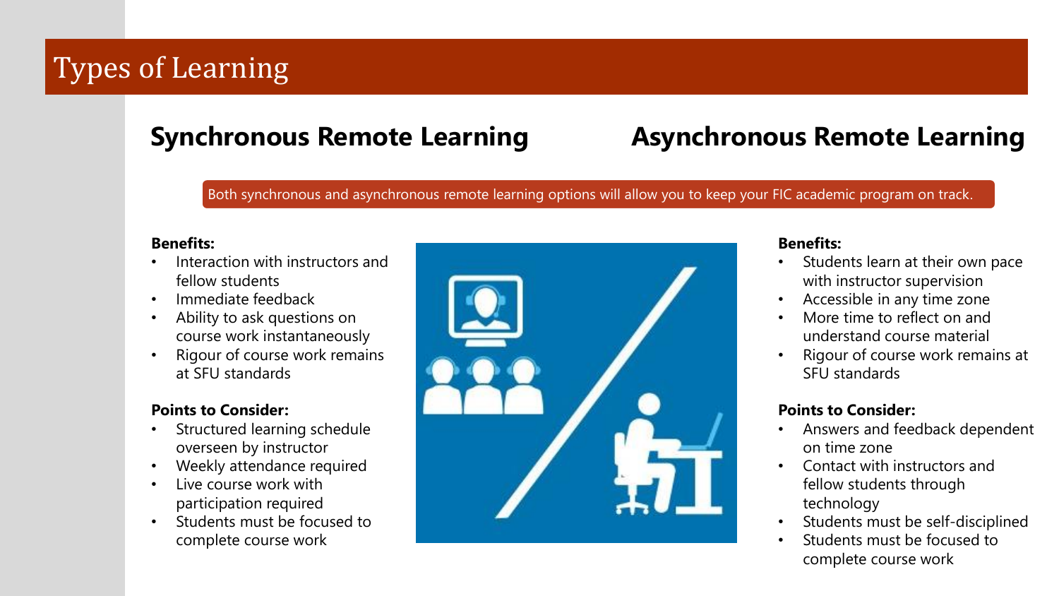# Types of Learning

Both synchronous and asynchronous remote learning options will allow you to keep your FIC academic program on track.

## Synchronous Remote Learning

**Benefits:**

- Interaction with instructors and fellow students
- Immediate feedback
- Ability to ask questions on course work instantaneously
- Rigour of course work remains at SFU standards

**Points to Consider:**

- Structured learning schedule overseen by instructor
- Weekly attendance required
- Live course work with participation required
- Students must be focused to complete course work

## Asynchronous Remote Learning

**Benefits:**

- Students learn at their own pace with instructor supervision
- Accessible in any time zone
- More time to reflect on and understand course material
- Rigour of course work remains at SFU standards

**Points to Consider:**

- Answers and feedback dependent on time zone
- Contact with instructors and fellow students through technology
- Students must be self-disciplined
- Students must be focused to complete course work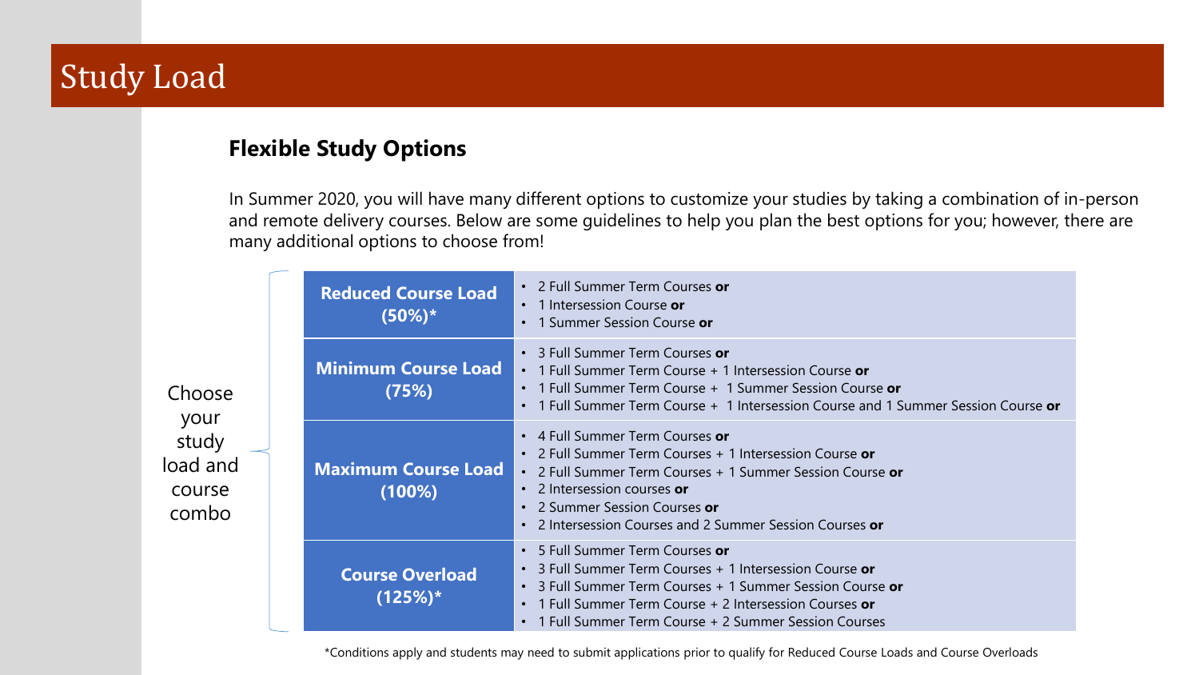# Study Load

### Flexible Study Options

In Summer 2020, you will have many different options to customize your studies by taking a combination of in-person and remote delivery courses. Below are some guidelines to help you plan the best options for you; however, there are many additional options to choose from!

Choose your study load and course combo

| Study Load | Course Combo |
|---|---|
| **Reduced Course Load (50%)*** | • 2 Full Summer Term Courses **or**<br>• 1 Intersession Course **or**<br>• 1 Summer Session Course **or** |
| **Minimum Course Load (75%)** | • 3 Full Summer Term Courses **or**<br>• 1 Full Summer Term Course + 1 Intersession Course **or**<br>• 1 Full Summer Term Course + 1 Summer Session Course **or**<br>• 1 Full Summer Term Course + 1 Intersession Course and 1 Summer Session Course **or** |
| **Maximum Course Load (100%)** | • 4 Full Summer Term Courses **or**<br>• 2 Full Summer Term Courses + 1 Intersession Course **or**<br>• 2 Full Summer Term Courses + 1 Summer Session Course **or**<br>• 2 Intersession courses **or**<br>• 2 Summer Session Courses **or**<br>• 2 Intersession Courses and 2 Summer Session Courses **or** |
| **Course Overload (125%)*** | • 5 Full Summer Term Courses **or**<br>• 3 Full Summer Term Courses + 1 Intersession Course **or**<br>• 3 Full Summer Term Courses + 1 Summer Session Course **or**<br>• 1 Full Summer Term Course + 2 Intersession Courses **or**<br>• 1 Full Summer Term Course + 2 Summer Session Courses |

*Conditions apply and students may need to submit applications prior to qualify for Reduced Course Loads and Course Overloads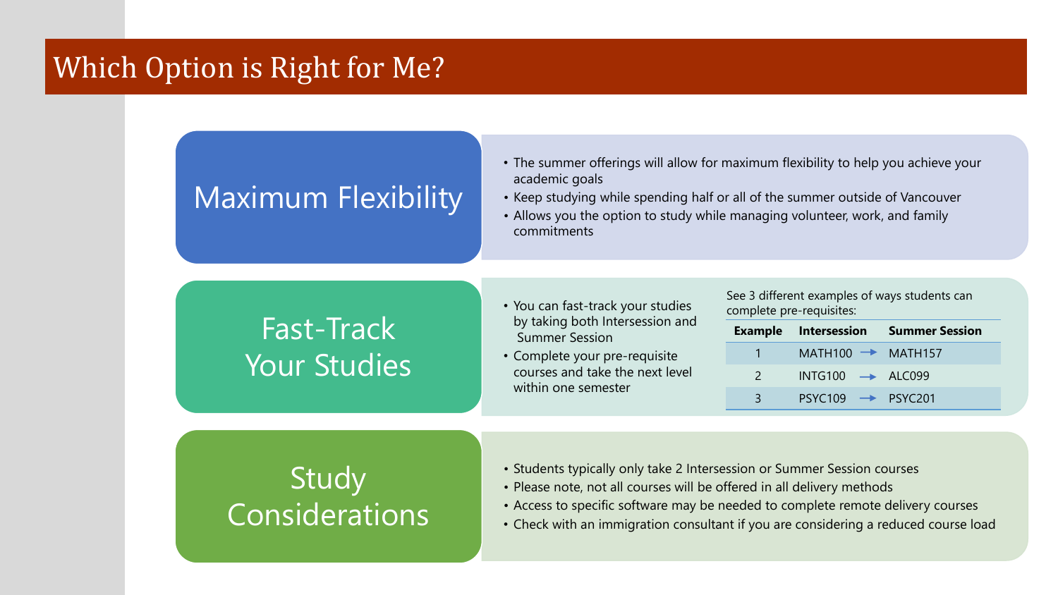# Which Option is Right for Me?

## Maximum Flexibility

- The summer offerings will allow for maximum flexibility to help you achieve your academic goals
- Keep studying while spending half or all of the summer outside of Vancouver
- Allows you the option to study while managing volunteer, work, and family commitments

## Fast-Track Your Studies

- You can fast-track your studies by taking both Intersession and Summer Session
- Complete your pre-requisite courses and take the next level within one semester

See 3 different examples of ways students can complete pre-requisites:

| Example | Intersession | | Summer Session |
|---|---|---|---|
| 1 | MATH100 | → | MATH157 |
| 2 | INTG100 | → | ALC099 |
| 3 | PSYC109 | → | PSYC201 |

## Study Considerations

- Students typically only take 2 Intersession or Summer Session courses
- Please note, not all courses will be offered in all delivery methods
- Access to specific software may be needed to complete remote delivery courses
- Check with an immigration consultant if you are considering a reduced course load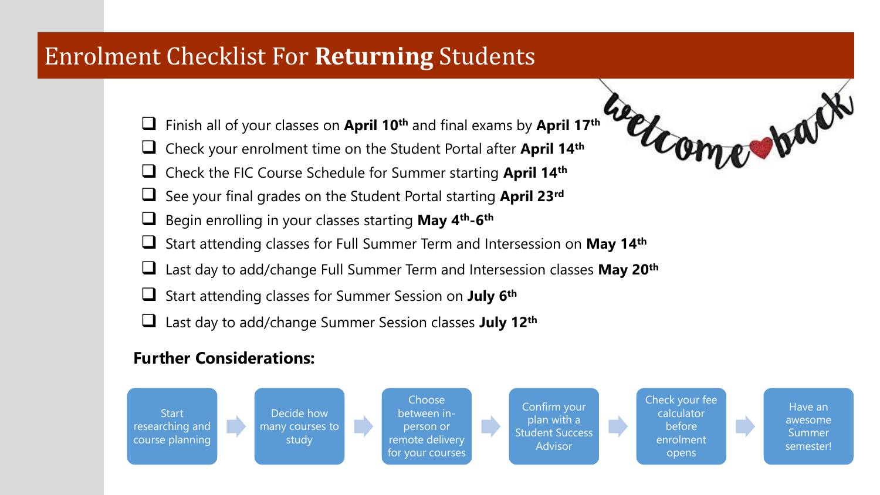# Enrolment Checklist For **Returning** Students

- [ ] Finish all of your classes on **April 10th** and final exams by **April 17th**
- [ ] Check your enrolment time on the Student Portal after **April 14th**
- [ ] Check the FIC Course Schedule for Summer starting **April 14th**
- [ ] See your final grades on the Student Portal starting **April 23rd**
- [ ] Begin enrolling in your classes starting **May 4th-6th**
- [ ] Start attending classes for Full Summer Term and Intersession on **May 14th**
- [ ] Last day to add/change Full Summer Term and Intersession classes **May 20th**
- [ ] Start attending classes for Summer Session on **July 6th**
- [ ] Last day to add/change Summer Session classes **July 12th**

## Further Considerations:

1. Start researching and course planning
2. Decide how many courses to study
3. Choose between in-person or remote delivery for your courses
4. Confirm your plan with a Student Success Advisor
5. Check your fee calculator before enrolment opens
6. Have an awesome Summer semester!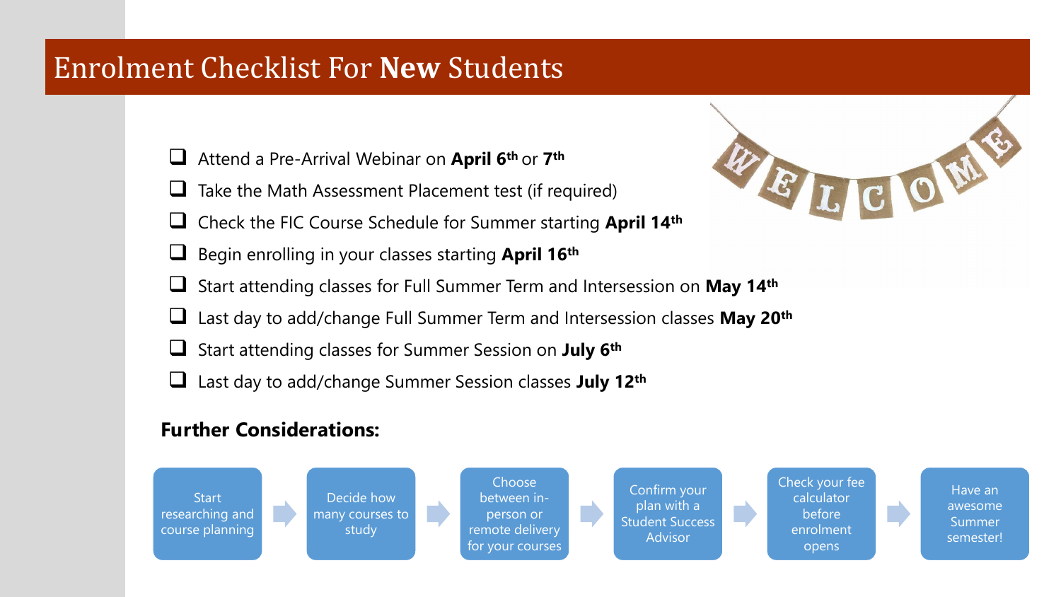# Enrolment Checklist For **New** Students

- [ ] Attend a Pre-Arrival Webinar on **April 6th** or **7th**
- [ ] Take the Math Assessment Placement test (if required)
- [ ] Check the FIC Course Schedule for Summer starting **April 14th**
- [ ] Begin enrolling in your classes starting **April 16th**
- [ ] Start attending classes for Full Summer Term and Intersession on **May 14th**
- [ ] Last day to add/change Full Summer Term and Intersession classes **May 20th**
- [ ] Start attending classes for Summer Session on **July 6th**
- [ ] Last day to add/change Summer Session classes **July 12th**

## Further Considerations:

Start researching and course planning → Decide how many courses to study → Choose between in-person or remote delivery for your courses → Confirm your plan with a Student Success Advisor → Check your fee calculator before enrolment opens → Have an awesome Summer semester!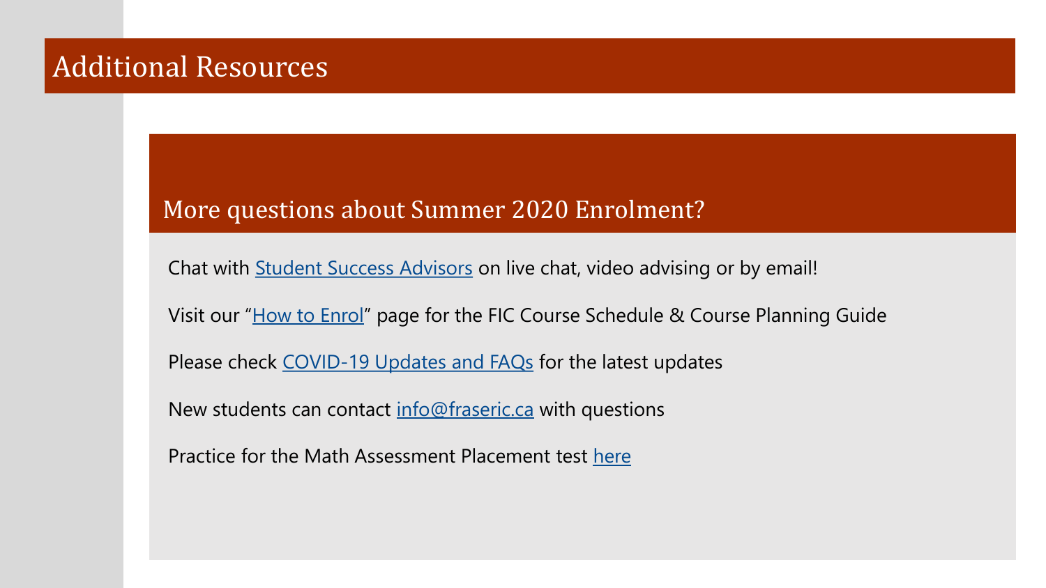# Additional Resources

## More questions about Summer 2020 Enrolment?

Chat with Student Success Advisors on live chat, video advising or by email!

Visit our "How to Enrol" page for the FIC Course Schedule & Course Planning Guide

Please check COVID-19 Updates and FAQs for the latest updates

New students can contact info@fraseric.ca with questions

Practice for the Math Assessment Placement test here